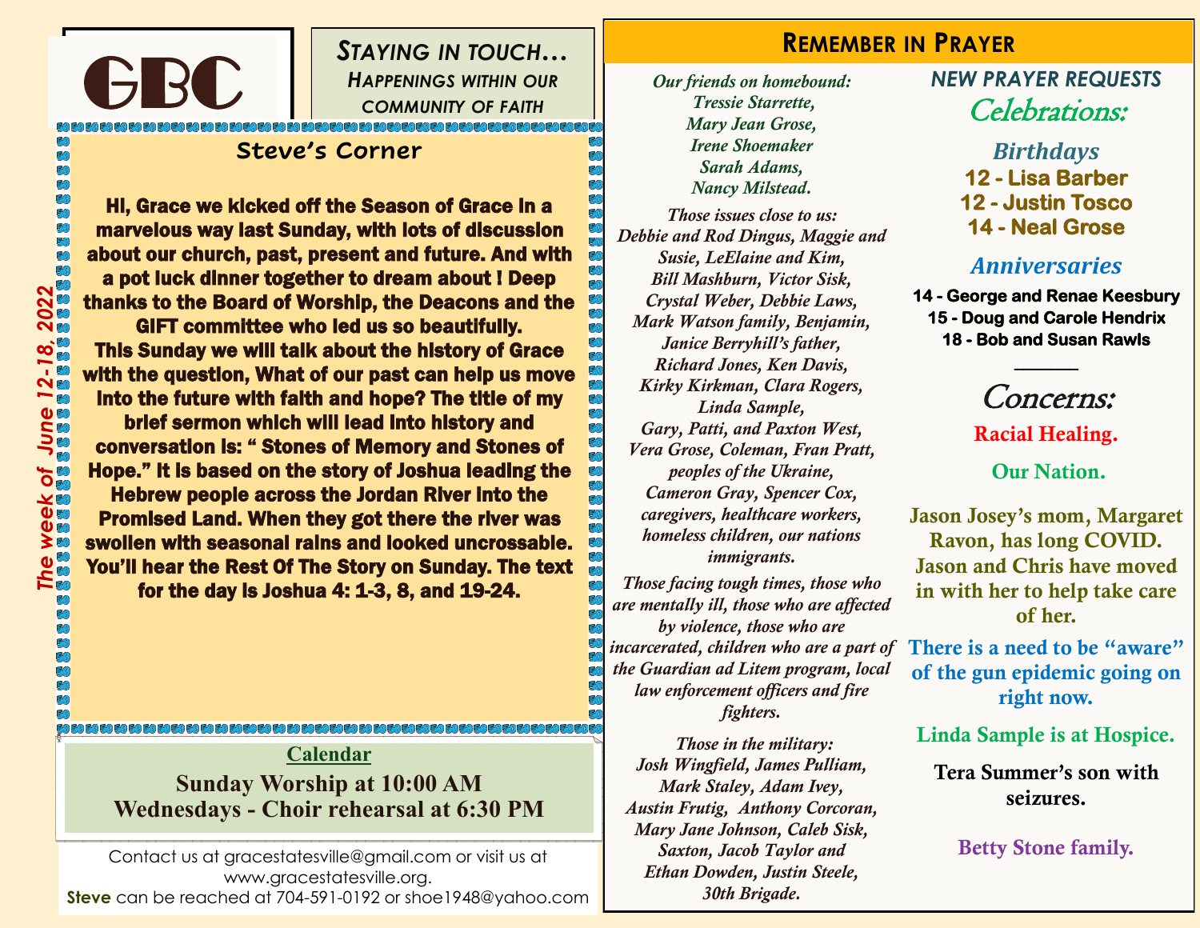# GBC

## *STAYING IN TOUCH…*
### *HAPPENINGS WITHIN OUR COMMUNITY OF FAITH*

*The week of June 12-18, 2022*

## Steve's Corner

**Hi, Grace we kicked off the Season of Grace in a marvelous way last Sunday, with lots of discussion about our church, past, present and future. And with a pot luck dinner together to dream about ! Deep thanks to the Board of Worship, the Deacons and the GIFT committee who led us so beautifully.**
**This Sunday we will talk about the history of Grace with the question, What of our past can help us move into the future with faith and hope? The title of my brief sermon which will lead into history and conversation is: " Stones of Memory and Stones of Hope." It is based on the story of Joshua leading the Hebrew people across the Jordan River into the Promised Land. When they got there the river was swollen with seasonal rains and looked uncrossable. You'll hear the Rest Of The Story on Sunday. The text for the day is Joshua 4: 1-3, 8, and 19-24.**

### Calendar

**Sunday Worship at 10:00 AM**
**Wednesdays - Choir rehearsal at 6:30 PM**

Contact us at gracestatesville@gmail.com or visit us at www.gracestatesville.org.
**Steve** can be reached at 704-591-0192 or shoe1948@yahoo.com

## REMEMBER IN PRAYER

*Our friends on homebound:*
*Tressie Starrette,*
*Mary Jean Grose,*
*Irene Shoemaker*
*Sarah Adams,*
*Nancy Milstead.*

*Those issues close to us:*
*Debbie and Rod Dingus, Maggie and Susie, LeElaine and Kim, Bill Mashburn, Victor Sisk, Crystal Weber, Debbie Laws, Mark Watson family, Benjamin, Janice Berryhill's father, Richard Jones, Ken Davis, Kirky Kirkman, Clara Rogers, Linda Sample, Gary, Patti, and Paxton West, Vera Grose, Coleman, Fran Pratt, peoples of the Ukraine, Cameron Gray, Spencer Cox, caregivers, healthcare workers, homeless children, our nations immigrants.*

*Those facing tough times, those who are mentally ill, those who are affected by violence, those who are incarcerated, children who are a part of the Guardian ad Litem program, local law enforcement officers and fire fighters.*

*Those in the military:*
*Josh Wingfield, James Pulliam, Mark Staley, Adam Ivey, Austin Frutig, Anthony Corcoran, Mary Jane Johnson, Caleb Sisk, Saxton, Jacob Taylor and Ethan Dowden, Justin Steele, 30th Brigade.*

### *NEW PRAYER REQUESTS*

### *Celebrations:*

#### *Birthdays*

**12 - Lisa Barber**
**12 - Justin Tosco**
**14 - Neal Grose**

#### *Anniversaries*

**14 - George and Renae Keesbury**
**15 - Doug and Carole Hendrix**
**18 - Bob and Susan Rawls**

---

### *Concerns:*

**Racial Healing.**

**Our Nation.**

**Jason Josey's mom, Margaret Ravon, has long COVID. Jason and Chris have moved in with her to help take care of her.**

**There is a need to be "aware" of the gun epidemic going on right now.**

**Linda Sample is at Hospice.**

**Tera Summer's son with seizures.**

**Betty Stone family.**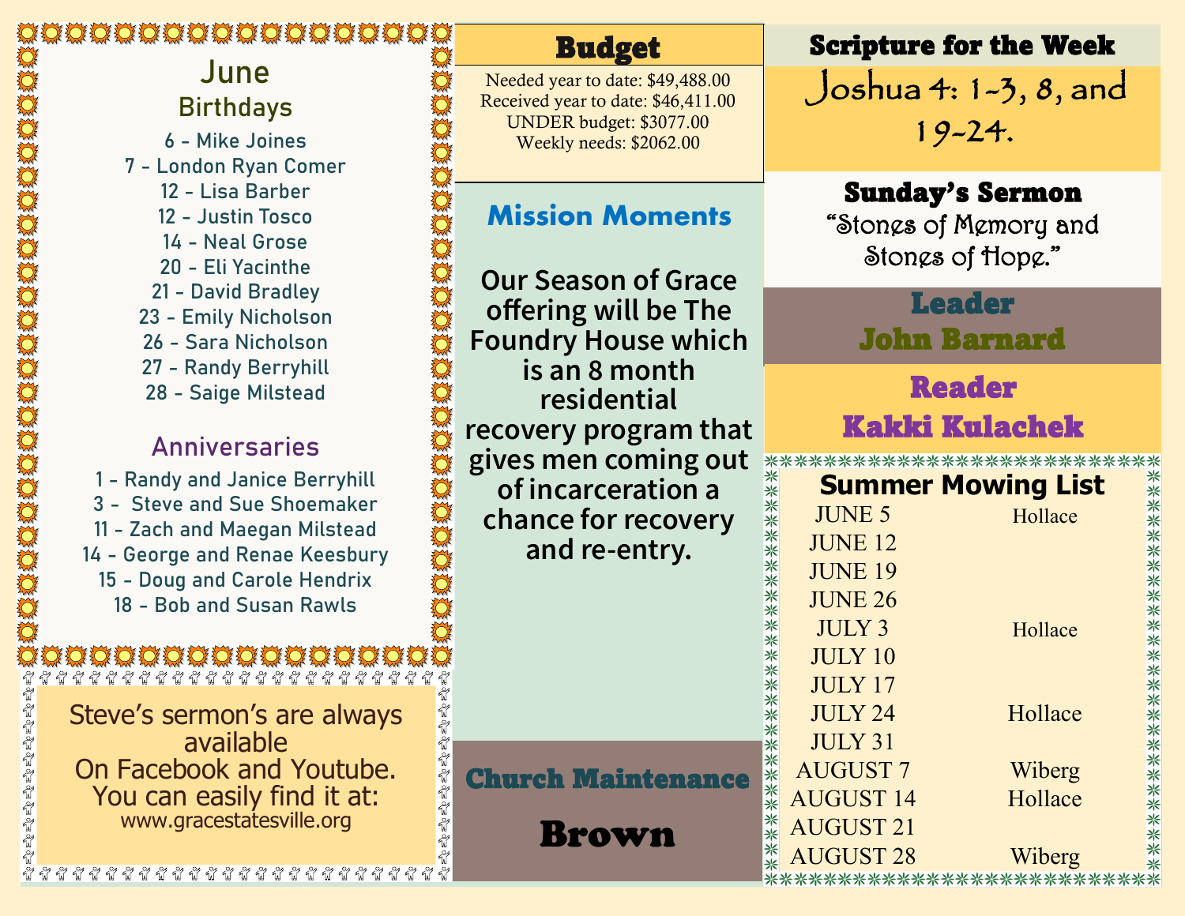## June

### Birthdays

6 - Mike Joines
7 - London Ryan Comer
12 - Lisa Barber
12 - Justin Tosco
14 - Neal Grose
20 - Eli Yacinthe
21 - David Bradley
23 - Emily Nicholson
26 - Sara Nicholson
27 - Randy Berryhill
28 - Saige Milstead

### Anniversaries

1 - Randy and Janice Berryhill
3 - Steve and Sue Shoemaker
11 - Zach and Maegan Milstead
14 - George and Renae Keesbury
15 - Doug and Carole Hendrix
18 - Bob and Susan Rawls

Steve's sermon's are always available
On Facebook and Youtube.
You can easily find it at:
www.gracestatesville.org

## Budget

Needed year to date: $49,488.00
Received year to date: $46,411.00
UNDER budget: $3077.00
Weekly needs: $2062.00

## Mission Moments

**Our Season of Grace offering will be The Foundry House which is an 8 month residential recovery program that gives men coming out of incarceration a chance for recovery and re-entry.**

## Church Maintenance

**Brown**

## Scripture for the Week

Joshua 4: 1-3, 8, and 19-24.

## Sunday's Sermon

"Stones of Memory and Stones of Hope."

## Leader

**John Barnard**

## Reader

**Kakki Kulachek**

## Summer Mowing List

| | |
|---|---|
| JUNE 5 | Hollace |
| JUNE 12 | |
| JUNE 19 | |
| JUNE 26 | |
| JULY 3 | Hollace |
| JULY 10 | |
| JULY 17 | |
| JULY 24 | Hollace |
| JULY 31 | |
| AUGUST 7 | Wiberg |
| AUGUST 14 | Hollace |
| AUGUST 21 | |
| AUGUST 28 | Wiberg |